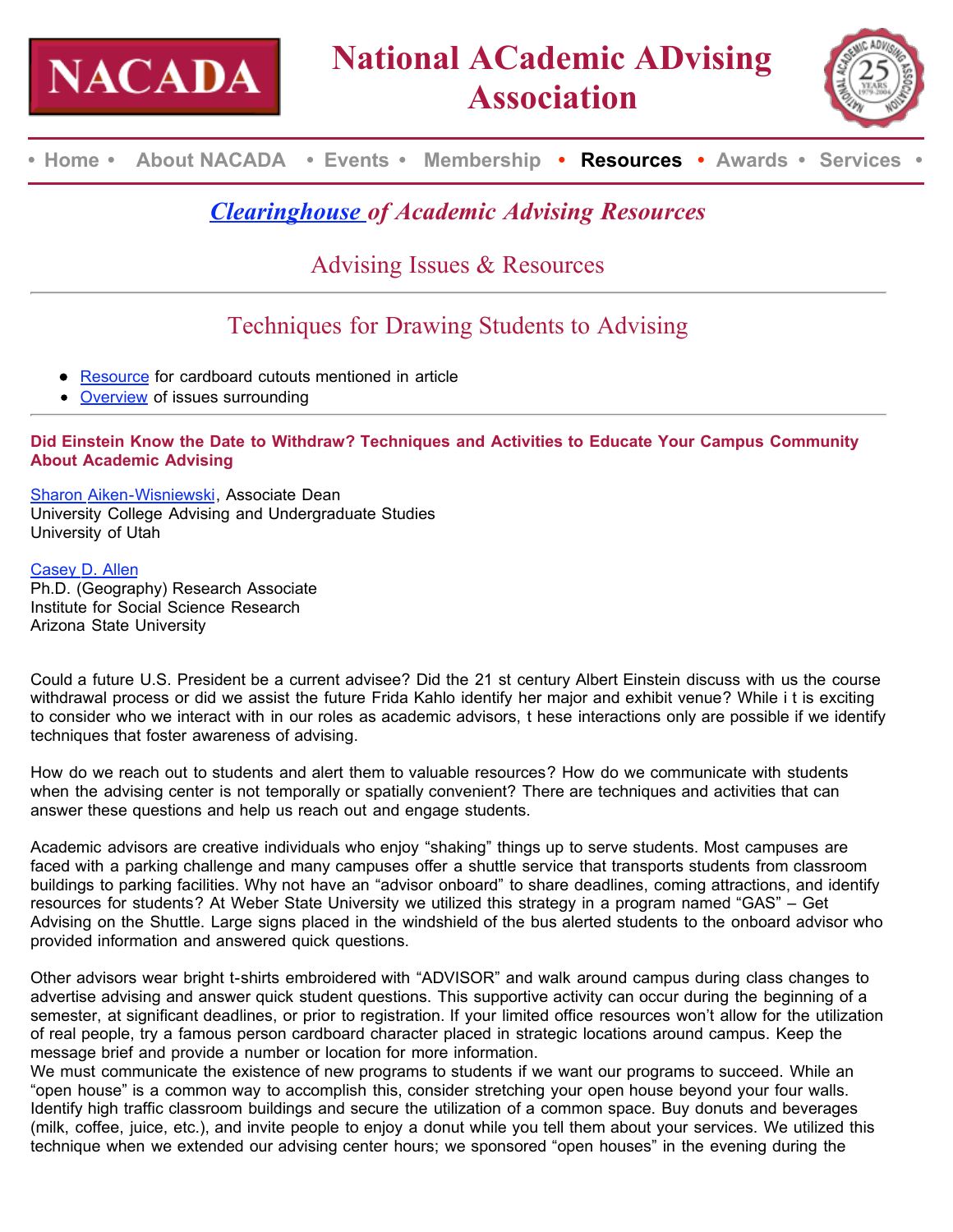# National ACademic ADvising Association

• Home • About NACADA • Events • Membership • **Resources** • Awards • Services •

## *Clearinghouse of Academic Advising Resources*

## Advising Issues & Resources

## Techniques for Drawing Students to Advising

- Resource for cardboard cutouts mentioned in article
- Overview of issues surrounding

**Did Einstein Know the Date to Withdraw? Techniques and Activities to Educate Your Campus Community About Academic Advising**

Sharon Aiken-Wisniewski, Associate Dean
University College Advising and Undergraduate Studies
University of Utah

Casey D. Allen
Ph.D. (Geography) Research Associate
Institute for Social Science Research
Arizona State University

Could a future U.S. President be a current advisee? Did the 21 st century Albert Einstein discuss with us the course withdrawal process or did we assist the future Frida Kahlo identify her major and exhibit venue? While i t is exciting to consider who we interact with in our roles as academic advisors, t hese interactions only are possible if we identify techniques that foster awareness of advising.

How do we reach out to students and alert them to valuable resources? How do we communicate with students when the advising center is not temporally or spatially convenient? There are techniques and activities that can answer these questions and help us reach out and engage students.

Academic advisors are creative individuals who enjoy "shaking" things up to serve students. Most campuses are faced with a parking challenge and many campuses offer a shuttle service that transports students from classroom buildings to parking facilities. Why not have an "advisor onboard" to share deadlines, coming attractions, and identify resources for students? At Weber State University we utilized this strategy in a program named "GAS" – Get Advising on the Shuttle. Large signs placed in the windshield of the bus alerted students to the onboard advisor who provided information and answered quick questions.

Other advisors wear bright t-shirts embroidered with "ADVISOR" and walk around campus during class changes to advertise advising and answer quick student questions. This supportive activity can occur during the beginning of a semester, at significant deadlines, or prior to registration. If your limited office resources won't allow for the utilization of real people, try a famous person cardboard character placed in strategic locations around campus. Keep the message brief and provide a number or location for more information.
We must communicate the existence of new programs to students if we want our programs to succeed. While an "open house" is a common way to accomplish this, consider stretching your open house beyond your four walls. Identify high traffic classroom buildings and secure the utilization of a common space. Buy donuts and beverages (milk, coffee, juice, etc.), and invite people to enjoy a donut while you tell them about your services. We utilized this technique when we extended our advising center hours; we sponsored "open houses" in the evening during the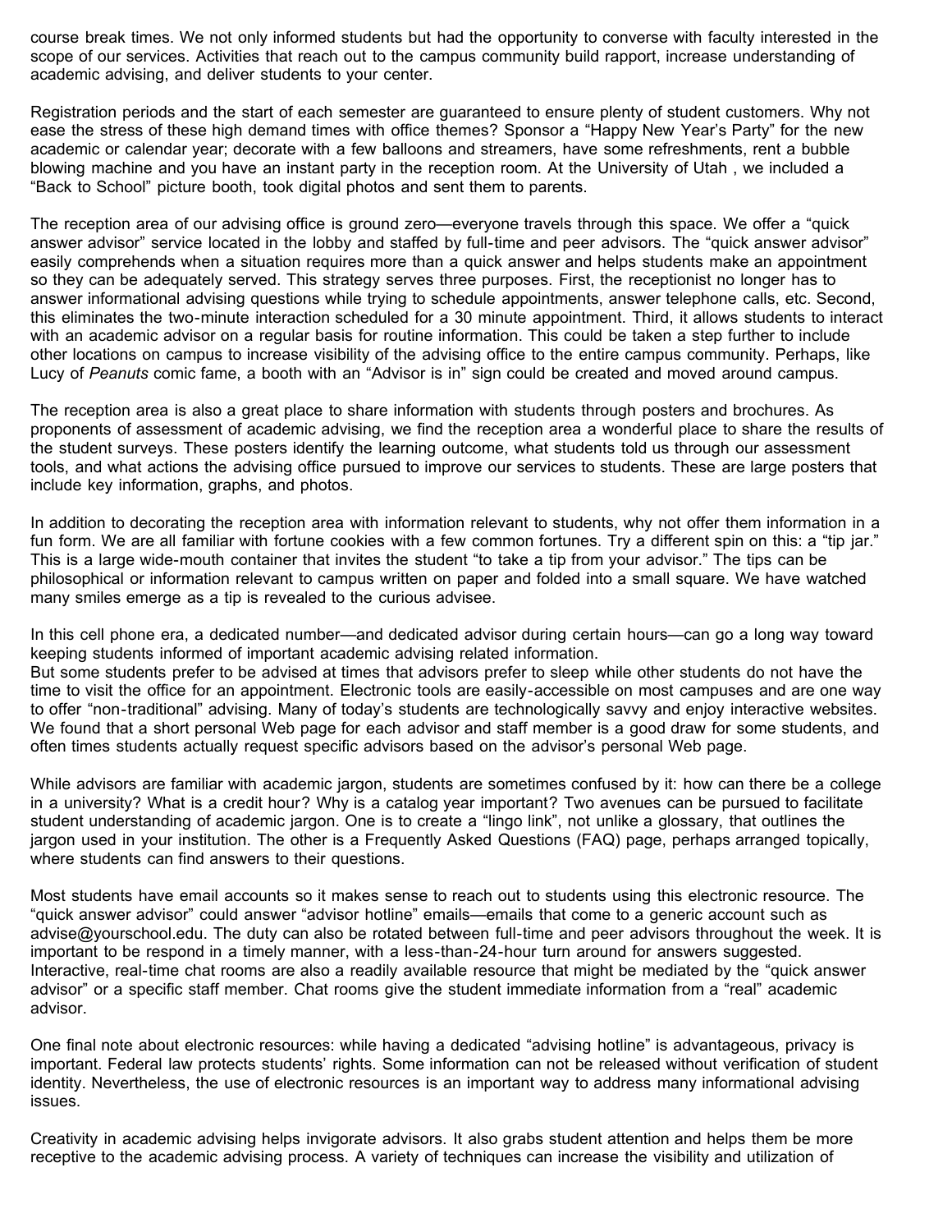course break times. We not only informed students but had the opportunity to converse with faculty interested in the scope of our services. Activities that reach out to the campus community build rapport, increase understanding of academic advising, and deliver students to your center.

Registration periods and the start of each semester are guaranteed to ensure plenty of student customers. Why not ease the stress of these high demand times with office themes? Sponsor a "Happy New Year's Party" for the new academic or calendar year; decorate with a few balloons and streamers, have some refreshments, rent a bubble blowing machine and you have an instant party in the reception room. At the University of Utah , we included a "Back to School" picture booth, took digital photos and sent them to parents.

The reception area of our advising office is ground zero—everyone travels through this space. We offer a "quick answer advisor" service located in the lobby and staffed by full-time and peer advisors. The "quick answer advisor" easily comprehends when a situation requires more than a quick answer and helps students make an appointment so they can be adequately served. This strategy serves three purposes. First, the receptionist no longer has to answer informational advising questions while trying to schedule appointments, answer telephone calls, etc. Second, this eliminates the two-minute interaction scheduled for a 30 minute appointment. Third, it allows students to interact with an academic advisor on a regular basis for routine information. This could be taken a step further to include other locations on campus to increase visibility of the advising office to the entire campus community. Perhaps, like Lucy of *Peanuts* comic fame, a booth with an "Advisor is in" sign could be created and moved around campus.

The reception area is also a great place to share information with students through posters and brochures. As proponents of assessment of academic advising, we find the reception area a wonderful place to share the results of the student surveys. These posters identify the learning outcome, what students told us through our assessment tools, and what actions the advising office pursued to improve our services to students. These are large posters that include key information, graphs, and photos.

In addition to decorating the reception area with information relevant to students, why not offer them information in a fun form. We are all familiar with fortune cookies with a few common fortunes. Try a different spin on this: a "tip jar." This is a large wide-mouth container that invites the student "to take a tip from your advisor." The tips can be philosophical or information relevant to campus written on paper and folded into a small square. We have watched many smiles emerge as a tip is revealed to the curious advisee.

In this cell phone era, a dedicated number—and dedicated advisor during certain hours—can go a long way toward keeping students informed of important academic advising related information.
But some students prefer to be advised at times that advisors prefer to sleep while other students do not have the time to visit the office for an appointment. Electronic tools are easily-accessible on most campuses and are one way to offer "non-traditional" advising. Many of today's students are technologically savvy and enjoy interactive websites. We found that a short personal Web page for each advisor and staff member is a good draw for some students, and often times students actually request specific advisors based on the advisor's personal Web page.

While advisors are familiar with academic jargon, students are sometimes confused by it: how can there be a college in a university? What is a credit hour? Why is a catalog year important? Two avenues can be pursued to facilitate student understanding of academic jargon. One is to create a "lingo link", not unlike a glossary, that outlines the jargon used in your institution. The other is a Frequently Asked Questions (FAQ) page, perhaps arranged topically, where students can find answers to their questions.

Most students have email accounts so it makes sense to reach out to students using this electronic resource. The "quick answer advisor" could answer "advisor hotline" emails—emails that come to a generic account such as advise@yourschool.edu. The duty can also be rotated between full-time and peer advisors throughout the week. It is important to be respond in a timely manner, with a less-than-24-hour turn around for answers suggested. Interactive, real-time chat rooms are also a readily available resource that might be mediated by the "quick answer advisor" or a specific staff member. Chat rooms give the student immediate information from a "real" academic advisor.

One final note about electronic resources: while having a dedicated "advising hotline" is advantageous, privacy is important. Federal law protects students' rights. Some information can not be released without verification of student identity. Nevertheless, the use of electronic resources is an important way to address many informational advising issues.

Creativity in academic advising helps invigorate advisors. It also grabs student attention and helps them be more receptive to the academic advising process. A variety of techniques can increase the visibility and utilization of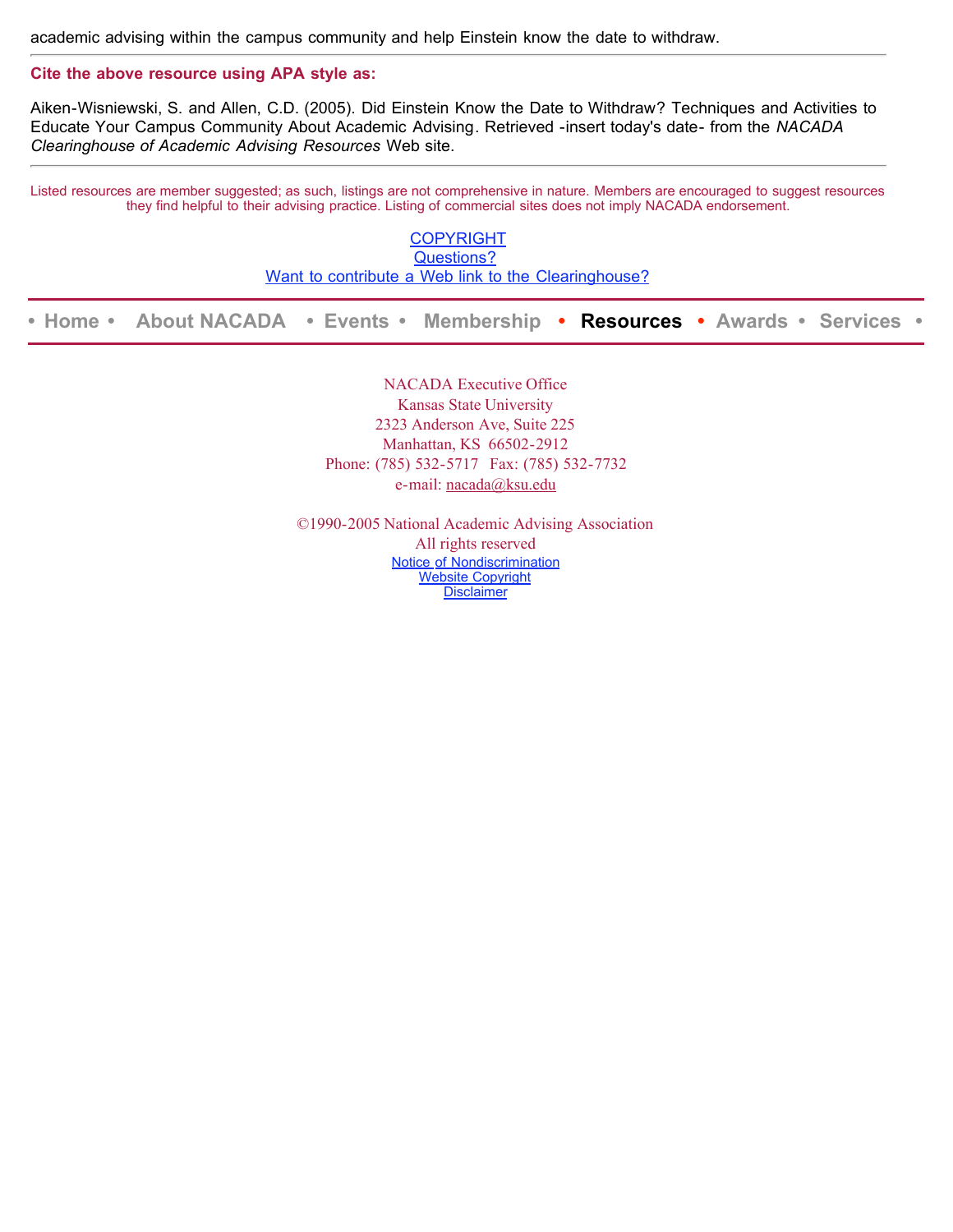academic advising within the campus community and help Einstein know the date to withdraw.

---

**Cite the above resource using APA style as:**

Aiken-Wisniewski, S. and Allen, C.D. (2005). Did Einstein Know the Date to Withdraw? Techniques and Activities to Educate Your Campus Community About Academic Advising. Retrieved -insert today's date- from the *NACADA Clearinghouse of Academic Advising Resources* Web site.

---

Listed resources are member suggested; as such, listings are not comprehensive in nature. Members are encouraged to suggest resources they find helpful to their advising practice. Listing of commercial sites does not imply NACADA endorsement.

COPYRIGHT
Questions?
Want to contribute a Web link to the Clearinghouse?

• Home • About NACADA • Events • Membership • **Resources** • Awards • Services •

NACADA Executive Office
Kansas State University
2323 Anderson Ave, Suite 225
Manhattan, KS 66502-2912
Phone: (785) 532-5717 Fax: (785) 532-7732
e-mail: nacada@ksu.edu

©1990-2005 National Academic Advising Association
All rights reserved
Notice of Nondiscrimination
Website Copyright
Disclaimer